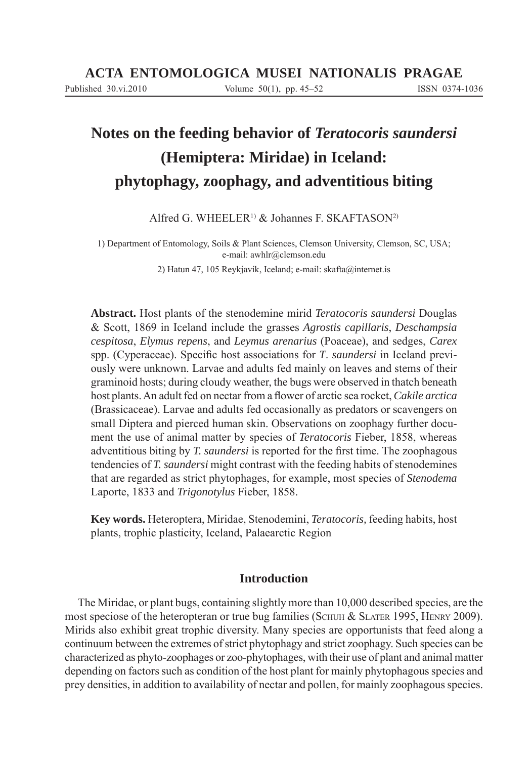# Notes on the feeding behavior of *Teratocoris saundersi* (Hemiptera: Miridae) in Iceland: phytophagy, zoophagy, and adventitious biting

Alfred G. WHEELER[1] & Johannes F. SKAFTASON[2]

1) Department of Entomology, Soils & Plant Sciences, Clemson University, Clemson, SC, USA; e-mail: awhlr@clemson.edu

2) Hatun 47, 105 Reykjavík, Iceland; e-mail: skafta@internet.is

**Abstract.** Host plants of the stenodemine mirid *Teratocoris saundersi* Douglas & Scott, 1869 in Iceland include the grasses *Agrostis capillaris*, *Deschampsia cespitosa*, *Elymus repens*, and *Leymus arenarius* (Poaceae), and sedges, *Carex* spp. (Cyperaceae). Specific host associations for *T. saundersi* in Iceland previously were unknown. Larvae and adults fed mainly on leaves and stems of their graminoid hosts; during cloudy weather, the bugs were observed in thatch beneath host plants. An adult fed on nectar from a flower of arctic sea rocket, *Cakile arctica* (Brassicaceae). Larvae and adults fed occasionally as predators or scavengers on small Diptera and pierced human skin. Observations on zoophagy further document the use of animal matter by species of *Teratocoris* Fieber, 1858, whereas adventitious biting by *T. saundersi* is reported for the first time. The zoophagous tendencies of *T. saundersi* might contrast with the feeding habits of stenodemines that are regarded as strict phytophages, for example, most species of *Stenodema* Laporte, 1833 and *Trigonotylus* Fieber, 1858.

**Key words.** Heteroptera, Miridae, Stenodemini, *Teratocoris,* feeding habits, host plants, trophic plasticity, Iceland, Palaearctic Region

## Introduction

The Miridae, or plant bugs, containing slightly more than 10,000 described species, are the most speciose of the heteropteran or true bug families (Schuh & Slater 1995, Henry 2009). Mirids also exhibit great trophic diversity. Many species are opportunists that feed along a continuum between the extremes of strict phytophagy and strict zoophagy. Such species can be characterized as phyto-zoophages or zoo-phytophages, with their use of plant and animal matter depending on factors such as condition of the host plant for mainly phytophagous species and prey densities, in addition to availability of nectar and pollen, for mainly zoophagous species.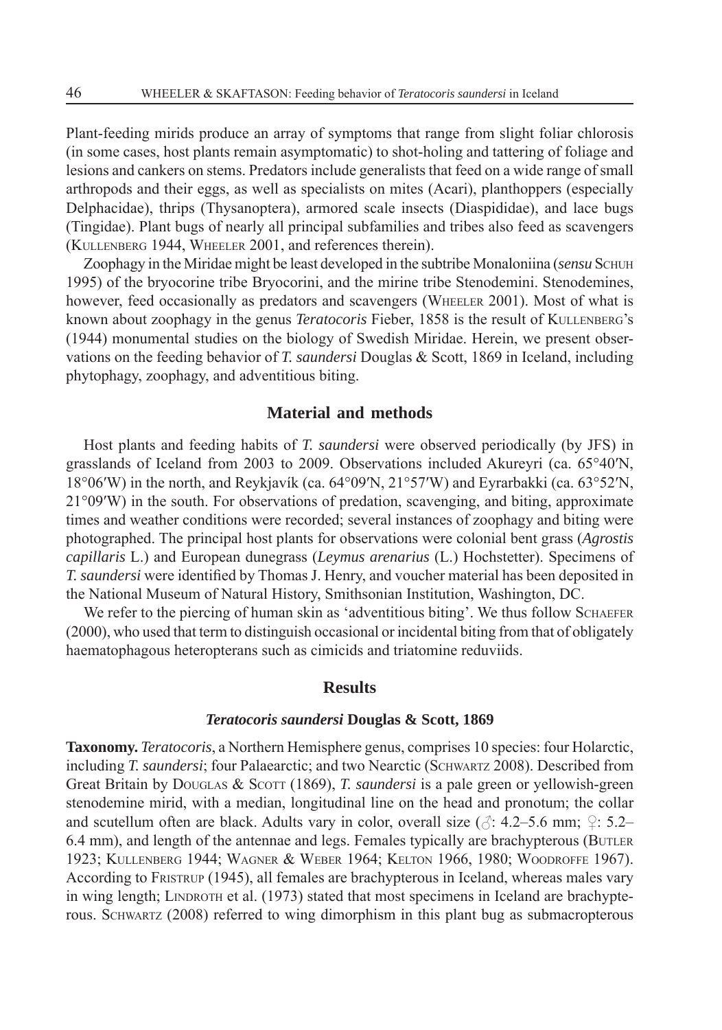Plant-feeding mirids produce an array of symptoms that range from slight foliar chlorosis (in some cases, host plants remain asymptomatic) to shot-holing and tattering of foliage and lesions and cankers on stems. Predators include generalists that feed on a wide range of small arthropods and their eggs, as well as specialists on mites (Acari), planthoppers (especially Delphacidae), thrips (Thysanoptera), armored scale insects (Diaspididae), and lace bugs (Tingidae). Plant bugs of nearly all principal subfamilies and tribes also feed as scavengers (Kullenberg 1944, Wheeler 2001, and references therein).

Zoophagy in the Miridae might be least developed in the subtribe Monaloniina (*sensu* Schuh 1995) of the bryocorine tribe Bryocorini, and the mirine tribe Stenodemini. Stenodemines, however, feed occasionally as predators and scavengers (Wheeler 2001). Most of what is known about zoophagy in the genus *Teratocoris* Fieber, 1858 is the result of Kullenberg's (1944) monumental studies on the biology of Swedish Miridae. Herein, we present observations on the feeding behavior of *T. saundersi* Douglas & Scott, 1869 in Iceland, including phytophagy, zoophagy, and adventitious biting.

## Material and methods

Host plants and feeding habits of *T. saundersi* were observed periodically (by JFS) in grasslands of Iceland from 2003 to 2009. Observations included Akureyri (ca. 65°40′N, 18°06′W) in the north, and Reykjavík (ca. 64°09′N, 21°57′W) and Eyrarbakki (ca. 63°52′N, 21°09′W) in the south. For observations of predation, scavenging, and biting, approximate times and weather conditions were recorded; several instances of zoophagy and biting were photographed. The principal host plants for observations were colonial bent grass (*Agrostis capillaris* L.) and European dunegrass (*Leymus arenarius* (L.) Hochstetter). Specimens of *T. saundersi* were identified by Thomas J. Henry, and voucher material has been deposited in the National Museum of Natural History, Smithsonian Institution, Washington, DC.

We refer to the piercing of human skin as 'adventitious biting'. We thus follow Schaefer (2000), who used that term to distinguish occasional or incidental biting from that of obligately haematophagous heteropterans such as cimicids and triatomine reduviids.

## Results

### *Teratocoris saundersi* Douglas & Scott, 1869

**Taxonomy.** *Teratocoris*, a Northern Hemisphere genus, comprises 10 species: four Holarctic, including *T. saundersi*; four Palaearctic; and two Nearctic (Schwartz 2008). Described from Great Britain by Douglas & Scott (1869), *T. saundersi* is a pale green or yellowish-green stenodemine mirid, with a median, longitudinal line on the head and pronotum; the collar and scutellum often are black. Adults vary in color, overall size (♂: 4.2–5.6 mm; ♀: 5.2–6.4 mm), and length of the antennae and legs. Females typically are brachypterous (Butler 1923; Kullenberg 1944; Wagner & Weber 1964; Kelton 1966, 1980; Woodroffe 1967). According to Fristrup (1945), all females are brachypterous in Iceland, whereas males vary in wing length; Lindroth et al. (1973) stated that most specimens in Iceland are brachypterous. Schwartz (2008) referred to wing dimorphism in this plant bug as submacropterous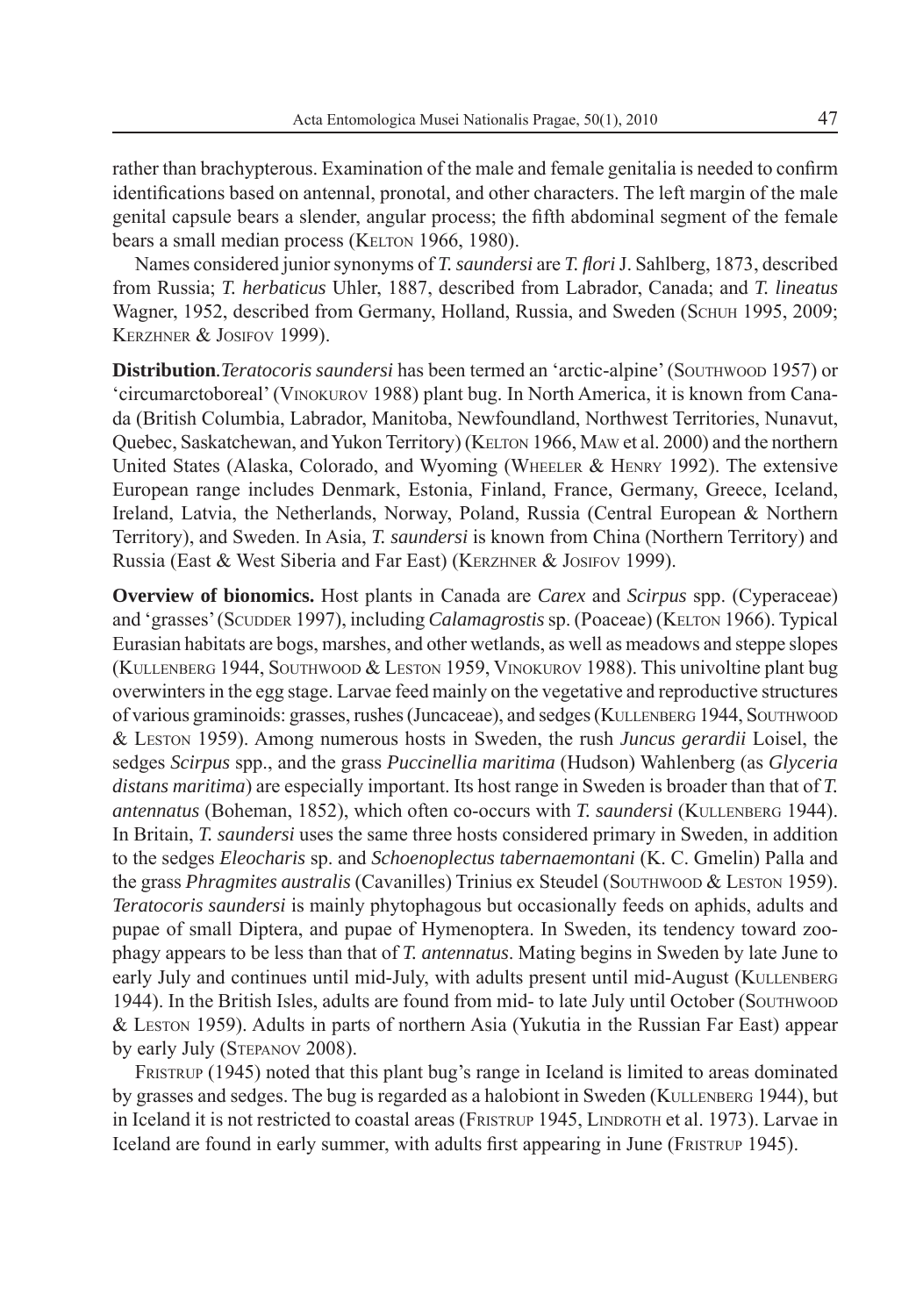rather than brachypterous. Examination of the male and female genitalia is needed to confirm identifications based on antennal, pronotal, and other characters. The left margin of the male genital capsule bears a slender, angular process; the fifth abdominal segment of the female bears a small median process (KELTON 1966, 1980).

Names considered junior synonyms of *T. saundersi* are *T. flori* J. Sahlberg, 1873, described from Russia; *T. herbaticus* Uhler, 1887, described from Labrador, Canada; and *T. lineatus* Wagner, 1952, described from Germany, Holland, Russia, and Sweden (SCHUH 1995, 2009; KERZHNER & JOSIFOV 1999).

**Distribution**. *Teratocoris saundersi* has been termed an 'arctic-alpine' (SOUTHWOOD 1957) or 'circumarctoboreal' (VINOKUROV 1988) plant bug. In North America, it is known from Canada (British Columbia, Labrador, Manitoba, Newfoundland, Northwest Territories, Nunavut, Quebec, Saskatchewan, and Yukon Territory) (KELTON 1966, MAW et al. 2000) and the northern United States (Alaska, Colorado, and Wyoming (WHEELER & HENRY 1992). The extensive European range includes Denmark, Estonia, Finland, France, Germany, Greece, Iceland, Ireland, Latvia, the Netherlands, Norway, Poland, Russia (Central European & Northern Territory), and Sweden. In Asia, *T. saundersi* is known from China (Northern Territory) and Russia (East & West Siberia and Far East) (KERZHNER & JOSIFOV 1999).

**Overview of bionomics.** Host plants in Canada are *Carex* and *Scirpus* spp. (Cyperaceae) and 'grasses' (SCUDDER 1997), including *Calamagrostis* sp. (Poaceae) (KELTON 1966). Typical Eurasian habitats are bogs, marshes, and other wetlands, as well as meadows and steppe slopes (KULLENBERG 1944, SOUTHWOOD & LESTON 1959, VINOKUROV 1988). This univoltine plant bug overwinters in the egg stage. Larvae feed mainly on the vegetative and reproductive structures of various graminoids: grasses, rushes (Juncaceae), and sedges (KULLENBERG 1944, SOUTHWOOD & LESTON 1959). Among numerous hosts in Sweden, the rush *Juncus gerardii* Loisel, the sedges *Scirpus* spp., and the grass *Puccinellia maritima* (Hudson) Wahlenberg (as *Glyceria distans maritima*) are especially important. Its host range in Sweden is broader than that of *T. antennatus* (Boheman, 1852), which often co-occurs with *T. saundersi* (KULLENBERG 1944). In Britain, *T. saundersi* uses the same three hosts considered primary in Sweden, in addition to the sedges *Eleocharis* sp. and *Schoenoplectus tabernaemontani* (K. C. Gmelin) Palla and the grass *Phragmites australis* (Cavanilles) Trinius ex Steudel (SOUTHWOOD & LESTON 1959). *Teratocoris saundersi* is mainly phytophagous but occasionally feeds on aphids, adults and pupae of small Diptera, and pupae of Hymenoptera. In Sweden, its tendency toward zoophagy appears to be less than that of *T. antennatus*. Mating begins in Sweden by late June to early July and continues until mid-July, with adults present until mid-August (KULLENBERG 1944). In the British Isles, adults are found from mid- to late July until October (SOUTHWOOD & LESTON 1959). Adults in parts of northern Asia (Yukutia in the Russian Far East) appear by early July (STEPANOV 2008).

FRISTRUP (1945) noted that this plant bug's range in Iceland is limited to areas dominated by grasses and sedges. The bug is regarded as a halobiont in Sweden (KULLENBERG 1944), but in Iceland it is not restricted to coastal areas (FRISTRUP 1945, LINDROTH et al. 1973). Larvae in Iceland are found in early summer, with adults first appearing in June (FRISTRUP 1945).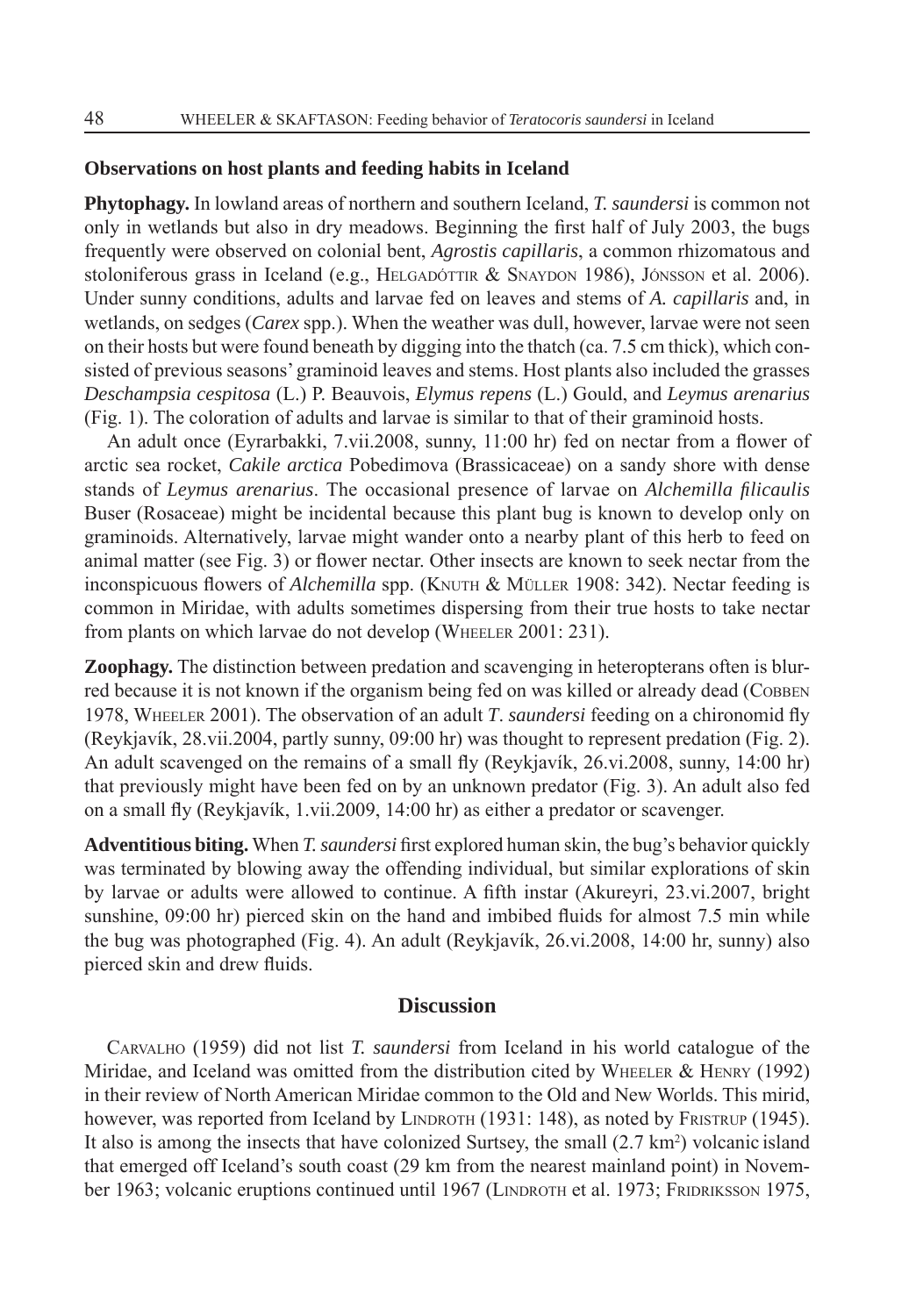### Observations on host plants and feeding habits in Iceland

**Phytophagy.** In lowland areas of northern and southern Iceland, *T. saundersi* is common not only in wetlands but also in dry meadows. Beginning the first half of July 2003, the bugs frequently were observed on colonial bent, *Agrostis capillaris*, a common rhizomatous and stoloniferous grass in Iceland (e.g., Helgadóttir & Snaydon 1986), Jónsson et al. 2006). Under sunny conditions, adults and larvae fed on leaves and stems of *A. capillaris* and, in wetlands, on sedges (*Carex* spp.). When the weather was dull, however, larvae were not seen on their hosts but were found beneath by digging into the thatch (ca. 7.5 cm thick), which consisted of previous seasons' graminoid leaves and stems. Host plants also included the grasses *Deschampsia cespitosa* (L.) P. Beauvois, *Elymus repens* (L.) Gould, and *Leymus arenarius* (Fig. 1). The coloration of adults and larvae is similar to that of their graminoid hosts.

An adult once (Eyrarbakki, 7.vii.2008, sunny, 11:00 hr) fed on nectar from a flower of arctic sea rocket, *Cakile arctica* Pobedimova (Brassicaceae) on a sandy shore with dense stands of *Leymus arenarius*. The occasional presence of larvae on *Alchemilla filicaulis* Buser (Rosaceae) might be incidental because this plant bug is known to develop only on graminoids. Alternatively, larvae might wander onto a nearby plant of this herb to feed on animal matter (see Fig. 3) or flower nectar. Other insects are known to seek nectar from the inconspicuous flowers of *Alchemilla* spp. (Knuth & Müller 1908: 342). Nectar feeding is common in Miridae, with adults sometimes dispersing from their true hosts to take nectar from plants on which larvae do not develop (Wheeler 2001: 231).

**Zoophagy.** The distinction between predation and scavenging in heteropterans often is blurred because it is not known if the organism being fed on was killed or already dead (Cobben 1978, Wheeler 2001). The observation of an adult *T. saundersi* feeding on a chironomid fly (Reykjavík, 28.vii.2004, partly sunny, 09:00 hr) was thought to represent predation (Fig. 2). An adult scavenged on the remains of a small fly (Reykjavík, 26.vi.2008, sunny, 14:00 hr) that previously might have been fed on by an unknown predator (Fig. 3). An adult also fed on a small fly (Reykjavík, 1.vii.2009, 14:00 hr) as either a predator or scavenger.

**Adventitious biting.** When *T. saundersi* first explored human skin, the bug's behavior quickly was terminated by blowing away the offending individual, but similar explorations of skin by larvae or adults were allowed to continue. A fifth instar (Akureyri, 23.vi.2007, bright sunshine, 09:00 hr) pierced skin on the hand and imbibed fluids for almost 7.5 min while the bug was photographed (Fig. 4). An adult (Reykjavík, 26.vi.2008, 14:00 hr, sunny) also pierced skin and drew fluids.

## Discussion

Carvalho (1959) did not list *T. saundersi* from Iceland in his world catalogue of the Miridae, and Iceland was omitted from the distribution cited by Wheeler & Henry (1992) in their review of North American Miridae common to the Old and New Worlds. This mirid, however, was reported from Iceland by Lindroth (1931: 148), as noted by Fristrup (1945). It also is among the insects that have colonized Surtsey, the small (2.7 km$^2$) volcanic island that emerged off Iceland's south coast (29 km from the nearest mainland point) in November 1963; volcanic eruptions continued until 1967 (Lindroth et al. 1973; Fridriksson 1975,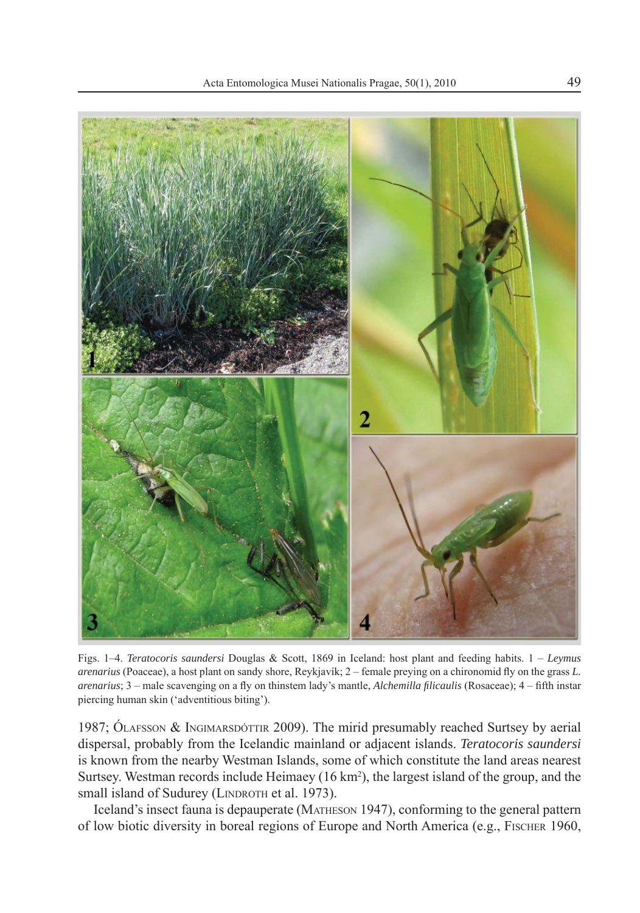Figs. 1–4. *Teratocoris saundersi* Douglas & Scott, 1869 in Iceland: host plant and feeding habits. 1 – *Leymus arenarius* (Poaceae), a host plant on sandy shore, Reykjavík; 2 – female preying on a chironomid fly on the grass *L. arenarius*; 3 – male scavenging on a fly on thinstem lady's mantle, *Alchemilla filicaulis* (Rosaceae); 4 – fifth instar piercing human skin ('adventitious biting').

1987; Ólafsson & Ingimarsdóttir 2009). The mirid presumably reached Surtsey by aerial dispersal, probably from the Icelandic mainland or adjacent islands. *Teratocoris saundersi* is known from the nearby Westman Islands, some of which constitute the land areas nearest Surtsey. Westman records include Heimaey (16 km$^2$), the largest island of the group, and the small island of Sudurey (Lindroth et al. 1973).

Iceland's insect fauna is depauperate (Matheson 1947), conforming to the general pattern of low biotic diversity in boreal regions of Europe and North America (e.g., Fischer 1960,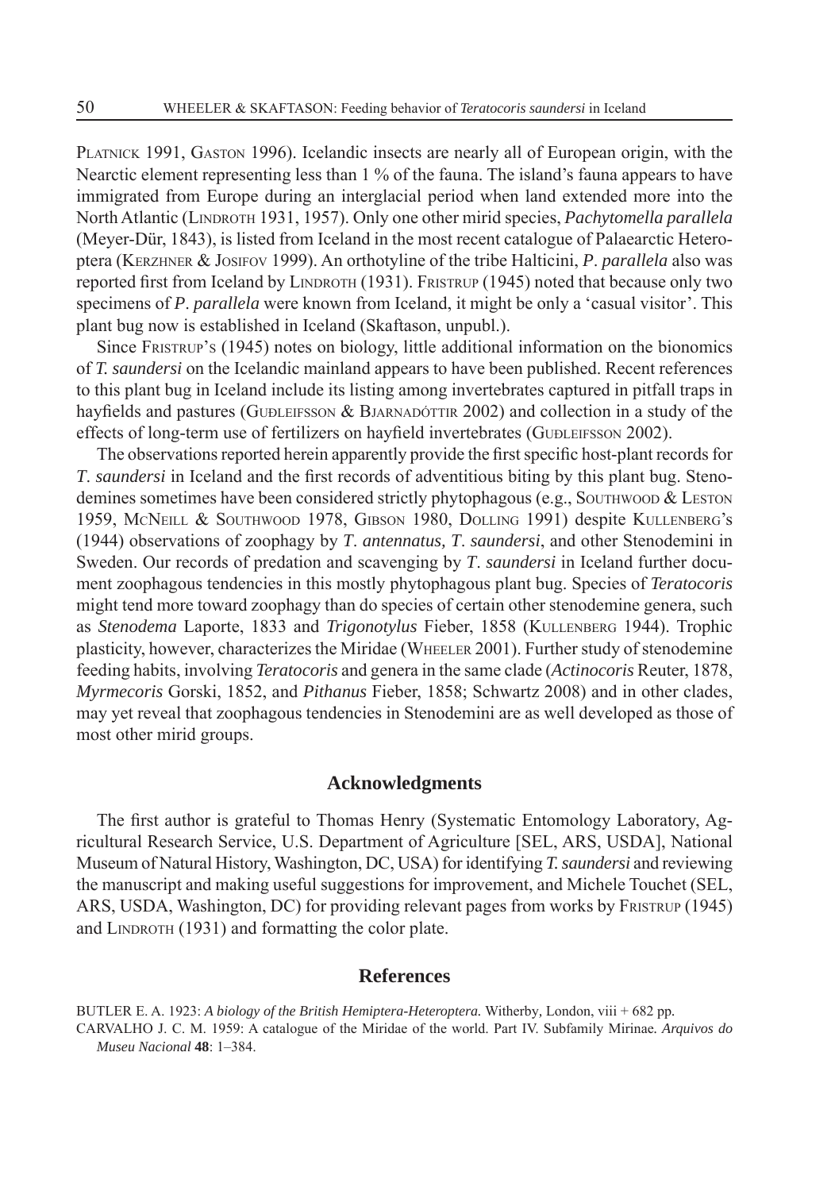Platnick 1991, Gaston 1996). Icelandic insects are nearly all of European origin, with the Nearctic element representing less than 1 % of the fauna. The island's fauna appears to have immigrated from Europe during an interglacial period when land extended more into the North Atlantic (Lindroth 1931, 1957). Only one other mirid species, *Pachytomella parallela* (Meyer-Dür, 1843), is listed from Iceland in the most recent catalogue of Palaearctic Heteroptera (Kerzhner & Josifov 1999). An orthotyline of the tribe Halticini, *P. parallela* also was reported first from Iceland by Lindroth (1931). Fristrup (1945) noted that because only two specimens of *P. parallela* were known from Iceland, it might be only a 'casual visitor'. This plant bug now is established in Iceland (Skaftason, unpubl.).

Since Fristrup's (1945) notes on biology, little additional information on the bionomics of *T. saundersi* on the Icelandic mainland appears to have been published. Recent references to this plant bug in Iceland include its listing among invertebrates captured in pitfall traps in hayfields and pastures (Guðleifsson & Bjarnadóttir 2002) and collection in a study of the effects of long-term use of fertilizers on hayfield invertebrates (Guðleifsson 2002).

The observations reported herein apparently provide the first specific host-plant records for *T. saundersi* in Iceland and the first records of adventitious biting by this plant bug. Stenodemines sometimes have been considered strictly phytophagous (e.g., Southwood & Leston 1959, McNeill & Southwood 1978, Gibson 1980, Dolling 1991) despite Kullenberg's (1944) observations of zoophagy by *T. antennatus, T. saundersi*, and other Stenodemini in Sweden. Our records of predation and scavenging by *T. saundersi* in Iceland further document zoophagous tendencies in this mostly phytophagous plant bug. Species of *Teratocoris* might tend more toward zoophagy than do species of certain other stenodemine genera, such as *Stenodema* Laporte, 1833 and *Trigonotylus* Fieber, 1858 (Kullenberg 1944). Trophic plasticity, however, characterizes the Miridae (Wheeler 2001). Further study of stenodemine feeding habits, involving *Teratocoris* and genera in the same clade (*Actinocoris* Reuter, 1878, *Myrmecoris* Gorski, 1852, and *Pithanus* Fieber, 1858; Schwartz 2008) and in other clades, may yet reveal that zoophagous tendencies in Stenodemini are as well developed as those of most other mirid groups.

## Acknowledgments

The first author is grateful to Thomas Henry (Systematic Entomology Laboratory, Agricultural Research Service, U.S. Department of Agriculture [SEL, ARS, USDA], National Museum of Natural History, Washington, DC, USA) for identifying *T. saundersi* and reviewing the manuscript and making useful suggestions for improvement, and Michele Touchet (SEL, ARS, USDA, Washington, DC) for providing relevant pages from works by Fristrup (1945) and Lindroth (1931) and formatting the color plate.

## References

BUTLER E. A. 1923: *A biology of the British Hemiptera-Heteroptera.* Witherby, London, viii + 682 pp.

CARVALHO J. C. M. 1959: A catalogue of the Miridae of the world. Part IV. Subfamily Mirinae. *Arquivos do Museu Nacional* **48**: 1–384.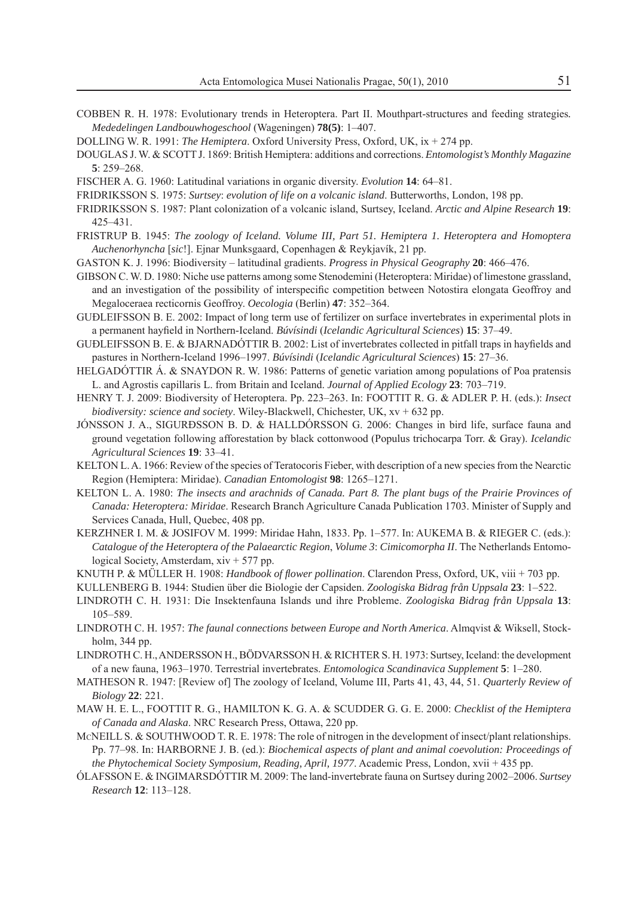COBBEN R. H. 1978: Evolutionary trends in Heteroptera. Part II. Mouthpart-structures and feeding strategies. *Mededelingen Landbouwhogeschool* (Wageningen) **78(5)**: 1–407.

DOLLING W. R. 1991: *The Hemiptera*. Oxford University Press, Oxford, UK, ix + 274 pp.

DOUGLAS J. W. & SCOTT J. 1869: British Hemiptera: additions and corrections. *Entomologist's Monthly Magazine* **5**: 259–268.

FISCHER A. G. 1960: Latitudinal variations in organic diversity. *Evolution* **14**: 64–81.

FRIDRIKSSON S. 1975: *Surtsey*: *evolution of life on a volcanic island*. Butterworths, London, 198 pp.

FRIDRIKSSON S. 1987: Plant colonization of a volcanic island, Surtsey, Iceland. *Arctic and Alpine Research* **19**: 425–431.

FRISTRUP B. 1945: *The zoology of Iceland. Volume III, Part 51. Hemiptera 1. Heteroptera and Homoptera Auchenorhyncha* [*sic*!]. Ejnar Munksgaard, Copenhagen & Reykjavík, 21 pp.

GASTON K. J. 1996: Biodiversity – latitudinal gradients. *Progress in Physical Geography* **20**: 466–476.

GIBSON C. W. D. 1980: Niche use patterns among some Stenodemini (Heteroptera: Miridae) of limestone grassland, and an investigation of the possibility of interspecific competition between Notostira elongata Geoffroy and Megaloceraea recticornis Geoffroy. *Oecologia* (Berlin) **47**: 352–364.

GUÐLEIFSSON B. E. 2002: Impact of long term use of fertilizer on surface invertebrates in experimental plots in a permanent hayfield in Northern-Iceland. *Búvísindi* (*Icelandic Agricultural Sciences*) **15**: 37–49.

GUÐLEIFSSON B. E. & BJARNADÓTTIR B. 2002: List of invertebrates collected in pitfall traps in hayfields and pastures in Northern-Iceland 1996–1997. *Búvísindi* (*Icelandic Agricultural Sciences*) **15**: 27–36.

HELGADÓTTIR Á. & SNAYDON R. W. 1986: Patterns of genetic variation among populations of Poa pratensis L. and Agrostis capillaris L. from Britain and Iceland. *Journal of Applied Ecology* **23**: 703–719.

HENRY T. J. 2009: Biodiversity of Heteroptera. Pp. 223–263. In: FOOTTIT R. G. & ADLER P. H. (eds.): *Insect biodiversity: science and society*. Wiley-Blackwell, Chichester, UK, xv + 632 pp.

JÓNSSON J. A., SIGURÐSSON B. D. & HALLDÓRSSON G. 2006: Changes in bird life, surface fauna and ground vegetation following afforestation by black cottonwood (Populus trichocarpa Torr. & Gray). *Icelandic Agricultural Sciences* **19**: 33–41.

KELTON L. A. 1966: Review of the species of Teratocoris Fieber, with description of a new species from the Nearctic Region (Hemiptera: Miridae). *Canadian Entomologist* **98**: 1265–1271.

KELTON L. A. 1980: *The insects and arachnids of Canada. Part 8. The plant bugs of the Prairie Provinces of Canada: Heteroptera: Miridae*. Research Branch Agriculture Canada Publication 1703. Minister of Supply and Services Canada, Hull, Quebec, 408 pp.

KERZHNER I. M. & JOSIFOV M. 1999: Miridae Hahn, 1833. Pp. 1–577. In: AUKEMA B. & RIEGER C. (eds.): *Catalogue of the Heteroptera of the Palaearctic Region*, *Volume 3*: *Cimicomorpha II*. The Netherlands Entomological Society, Amsterdam, xiv + 577 pp.

KNUTH P. & MÜLLER H. 1908: *Handbook of flower pollination*. Clarendon Press, Oxford, UK, viii + 703 pp.

KULLENBERG B. 1944: Studien über die Biologie der Capsiden. *Zoologiska Bidrag från Uppsala* **23**: 1–522.

LINDROTH C. H. 1931: Die Insektenfauna Islands und ihre Probleme. *Zoologiska Bidrag från Uppsala* **13**: 105–589.

LINDROTH C. H. 1957: *The faunal connections between Europe and North America*. Almqvist & Wiksell, Stockholm, 344 pp.

LINDROTH C. H., ANDERSSON H., BÖDVARSSON H. & RICHTER S. H. 1973: Surtsey, Iceland: the development of a new fauna, 1963–1970. Terrestrial invertebrates. *Entomologica Scandinavica Supplement* **5**: 1–280.

MATHESON R. 1947: [Review of] The zoology of Iceland, Volume III, Parts 41, 43, 44, 51. *Quarterly Review of Biology* **22**: 221.

MAW H. E. L., FOOTTIT R. G., HAMILTON K. G. A. & SCUDDER G. G. E. 2000: *Checklist of the Hemiptera of Canada and Alaska*. NRC Research Press, Ottawa, 220 pp.

MCNEILL S. & SOUTHWOOD T. R. E. 1978: The role of nitrogen in the development of insect/plant relationships. Pp. 77–98. In: HARBORNE J. B. (ed.): *Biochemical aspects of plant and animal coevolution: Proceedings of the Phytochemical Society Symposium, Reading, April, 1977*. Academic Press, London, xvii + 435 pp.

ÓLAFSSON E. & INGIMARSDÓTTIR M. 2009: The land-invertebrate fauna on Surtsey during 2002–2006. *Surtsey Research* **12**: 113–128.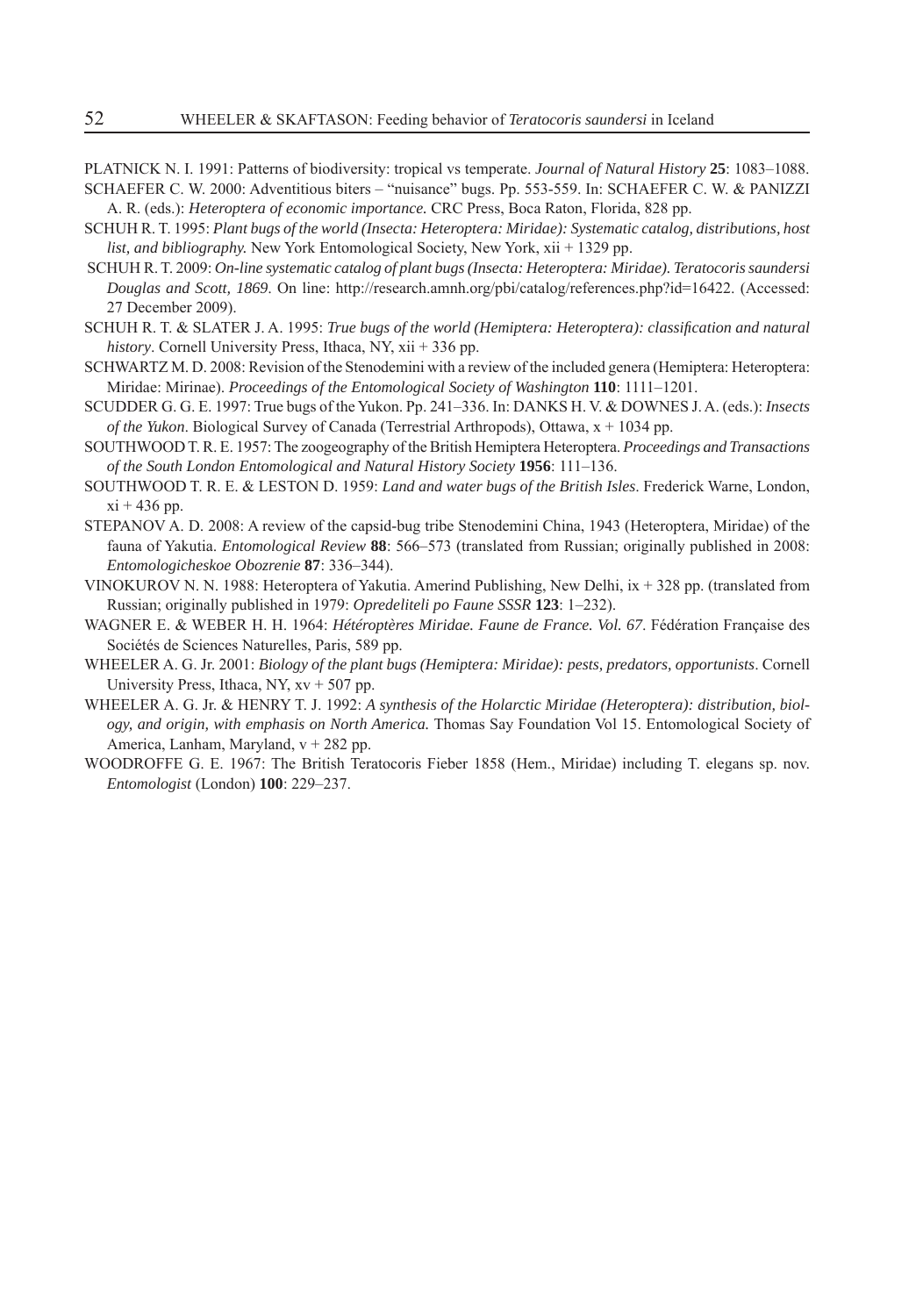PLATNICK N. I. 1991: Patterns of biodiversity: tropical vs temperate. *Journal of Natural History* **25**: 1083–1088.

SCHAEFER C. W. 2000: Adventitious biters – "nuisance" bugs. Pp. 553-559. In: SCHAEFER C. W. & PANIZZI A. R. (eds.): *Heteroptera of economic importance.* CRC Press, Boca Raton, Florida, 828 pp.

SCHUH R. T. 1995: *Plant bugs of the world (Insecta: Heteroptera: Miridae): Systematic catalog, distributions, host list, and bibliography.* New York Entomological Society, New York, xii + 1329 pp.

SCHUH R. T. 2009: *On-line systematic catalog of plant bugs (Insecta: Heteroptera: Miridae). Teratocoris saundersi Douglas and Scott, 1869.* On line: http://research.amnh.org/pbi/catalog/references.php?id=16422. (Accessed: 27 December 2009).

SCHUH R. T. & SLATER J. A. 1995: *True bugs of the world (Hemiptera: Heteroptera): classification and natural history*. Cornell University Press, Ithaca, NY, xii + 336 pp.

SCHWARTZ M. D. 2008: Revision of the Stenodemini with a review of the included genera (Hemiptera: Heteroptera: Miridae: Mirinae). *Proceedings of the Entomological Society of Washington* **110**: 1111–1201.

SCUDDER G. G. E. 1997: True bugs of the Yukon. Pp. 241–336. In: DANKS H. V. & DOWNES J. A. (eds.): *Insects of the Yukon*. Biological Survey of Canada (Terrestrial Arthropods), Ottawa, x + 1034 pp.

SOUTHWOOD T. R. E. 1957: The zoogeography of the British Hemiptera Heteroptera. *Proceedings and Transactions of the South London Entomological and Natural History Society* **1956**: 111–136.

SOUTHWOOD T. R. E. & LESTON D. 1959: *Land and water bugs of the British Isles*. Frederick Warne, London, xi + 436 pp.

STEPANOV A. D. 2008: A review of the capsid-bug tribe Stenodemini China, 1943 (Heteroptera, Miridae) of the fauna of Yakutia. *Entomological Review* **88**: 566–573 (translated from Russian; originally published in 2008: *Entomologicheskoe Obozrenie* **87**: 336–344).

VINOKUROV N. N. 1988: Heteroptera of Yakutia. Amerind Publishing, New Delhi, ix + 328 pp. (translated from Russian; originally published in 1979: *Opredeliteli po Faune SSSR* **123**: 1–232).

WAGNER E. & WEBER H. H. 1964: *Hétéroptères Miridae. Faune de France. Vol. 67*. Fédération Française des Sociétés de Sciences Naturelles, Paris, 589 pp.

WHEELER A. G. Jr. 2001: *Biology of the plant bugs (Hemiptera: Miridae): pests, predators, opportunists*. Cornell University Press, Ithaca, NY, xv + 507 pp.

WHEELER A. G. Jr. & HENRY T. J. 1992: *A synthesis of the Holarctic Miridae (Heteroptera): distribution, biology, and origin, with emphasis on North America.* Thomas Say Foundation Vol 15. Entomological Society of America, Lanham, Maryland, v + 282 pp.

WOODROFFE G. E. 1967: The British Teratocoris Fieber 1858 (Hem., Miridae) including T. elegans sp. nov. *Entomologist* (London) **100**: 229–237.